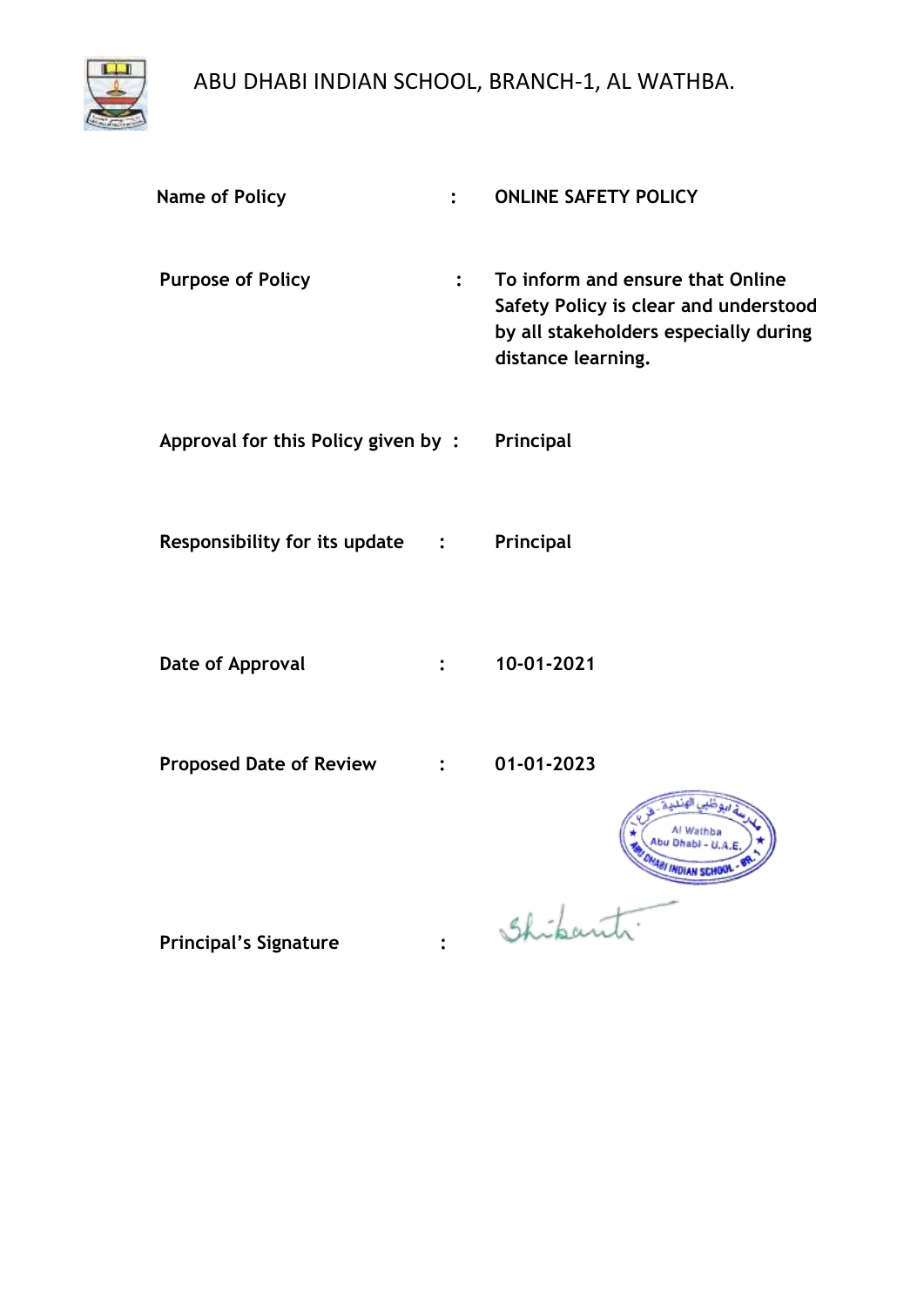# ABU DHABI INDIAN SCHOOL, BRANCH-1, AL WATHBA.

| | | |
|---|---|---|
| **Name of Policy** | : | **ONLINE SAFETY POLICY** |
| **Purpose of Policy** | : | **To inform and ensure that Online Safety Policy is clear and understood by all stakeholders especially during distance learning.** |
| **Approval for this Policy given by** | : | **Principal** |
| **Responsibility for its update** | : | **Principal** |
| **Date of Approval** | : | **10-01-2021** |
| **Proposed Date of Review** | : | **01-01-2023** |
| **Principal's Signature** | : | |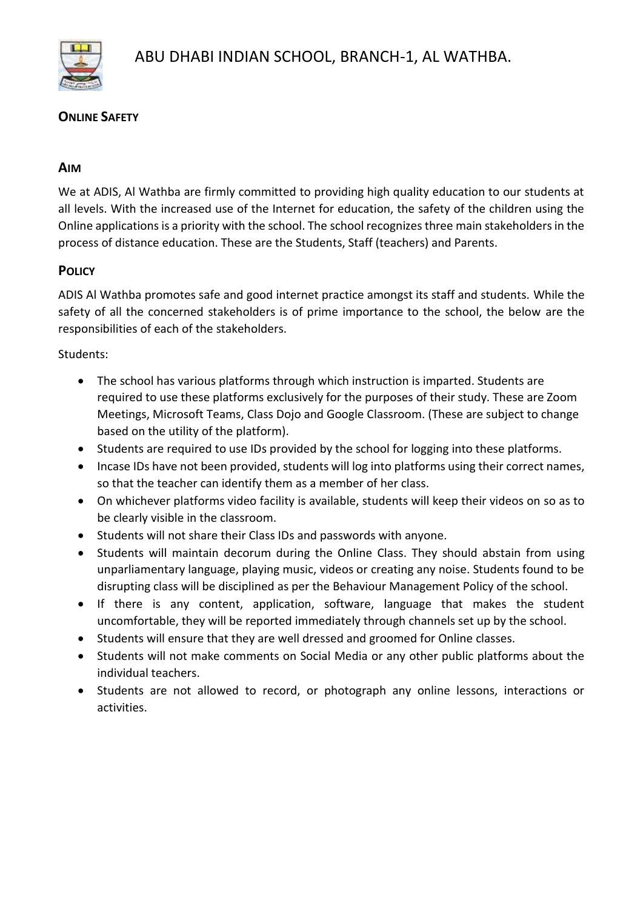# ABU DHABI INDIAN SCHOOL, BRANCH-1, AL WATHBA.

## Online Safety

### Aim

We at ADIS, Al Wathba are firmly committed to providing high quality education to our students at all levels. With the increased use of the Internet for education, the safety of the children using the Online applications is a priority with the school. The school recognizes three main stakeholders in the process of distance education. These are the Students, Staff (teachers) and Parents.

### Policy

ADIS Al Wathba promotes safe and good internet practice amongst its staff and students. While the safety of all the concerned stakeholders is of prime importance to the school, the below are the responsibilities of each of the stakeholders.

Students:

- The school has various platforms through which instruction is imparted. Students are required to use these platforms exclusively for the purposes of their study. These are Zoom Meetings, Microsoft Teams, Class Dojo and Google Classroom. (These are subject to change based on the utility of the platform).
- Students are required to use IDs provided by the school for logging into these platforms.
- Incase IDs have not been provided, students will log into platforms using their correct names, so that the teacher can identify them as a member of her class.
- On whichever platforms video facility is available, students will keep their videos on so as to be clearly visible in the classroom.
- Students will not share their Class IDs and passwords with anyone.
- Students will maintain decorum during the Online Class. They should abstain from using unparliamentary language, playing music, videos or creating any noise. Students found to be disrupting class will be disciplined as per the Behaviour Management Policy of the school.
- If there is any content, application, software, language that makes the student uncomfortable, they will be reported immediately through channels set up by the school.
- Students will ensure that they are well dressed and groomed for Online classes.
- Students will not make comments on Social Media or any other public platforms about the individual teachers.
- Students are not allowed to record, or photograph any online lessons, interactions or activities.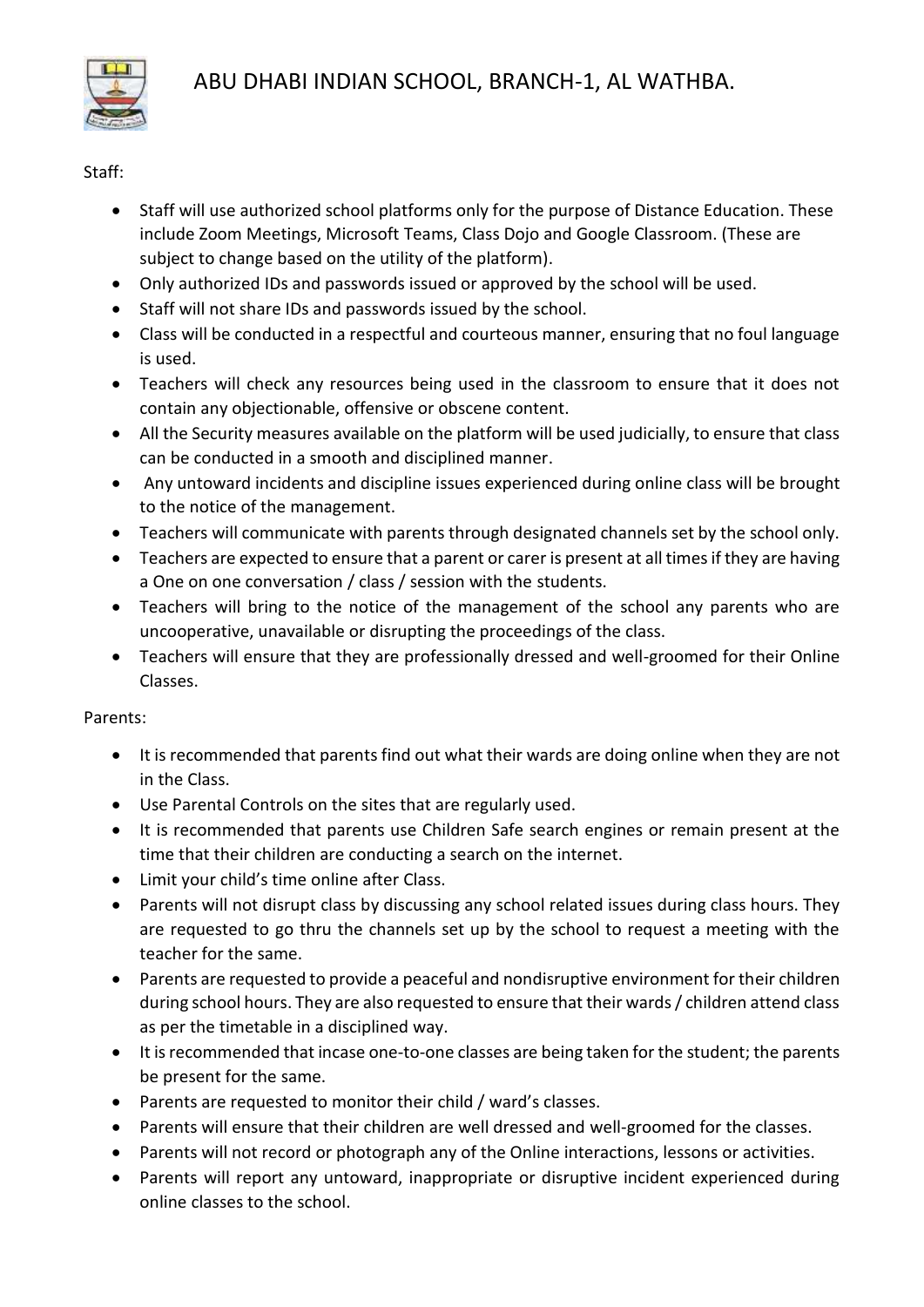Staff:

- Staff will use authorized school platforms only for the purpose of Distance Education. These include Zoom Meetings, Microsoft Teams, Class Dojo and Google Classroom. (These are subject to change based on the utility of the platform).
- Only authorized IDs and passwords issued or approved by the school will be used.
- Staff will not share IDs and passwords issued by the school.
- Class will be conducted in a respectful and courteous manner, ensuring that no foul language is used.
- Teachers will check any resources being used in the classroom to ensure that it does not contain any objectionable, offensive or obscene content.
- All the Security measures available on the platform will be used judicially, to ensure that class can be conducted in a smooth and disciplined manner.
- Any untoward incidents and discipline issues experienced during online class will be brought to the notice of the management.
- Teachers will communicate with parents through designated channels set by the school only.
- Teachers are expected to ensure that a parent or carer is present at all times if they are having a One on one conversation / class / session with the students.
- Teachers will bring to the notice of the management of the school any parents who are uncooperative, unavailable or disrupting the proceedings of the class.
- Teachers will ensure that they are professionally dressed and well-groomed for their Online Classes.

Parents:

- It is recommended that parents find out what their wards are doing online when they are not in the Class.
- Use Parental Controls on the sites that are regularly used.
- It is recommended that parents use Children Safe search engines or remain present at the time that their children are conducting a search on the internet.
- Limit your child's time online after Class.
- Parents will not disrupt class by discussing any school related issues during class hours. They are requested to go thru the channels set up by the school to request a meeting with the teacher for the same.
- Parents are requested to provide a peaceful and nondisruptive environment for their children during school hours. They are also requested to ensure that their wards / children attend class as per the timetable in a disciplined way.
- It is recommended that incase one-to-one classes are being taken for the student; the parents be present for the same.
- Parents are requested to monitor their child / ward's classes.
- Parents will ensure that their children are well dressed and well-groomed for the classes.
- Parents will not record or photograph any of the Online interactions, lessons or activities.
- Parents will report any untoward, inappropriate or disruptive incident experienced during online classes to the school.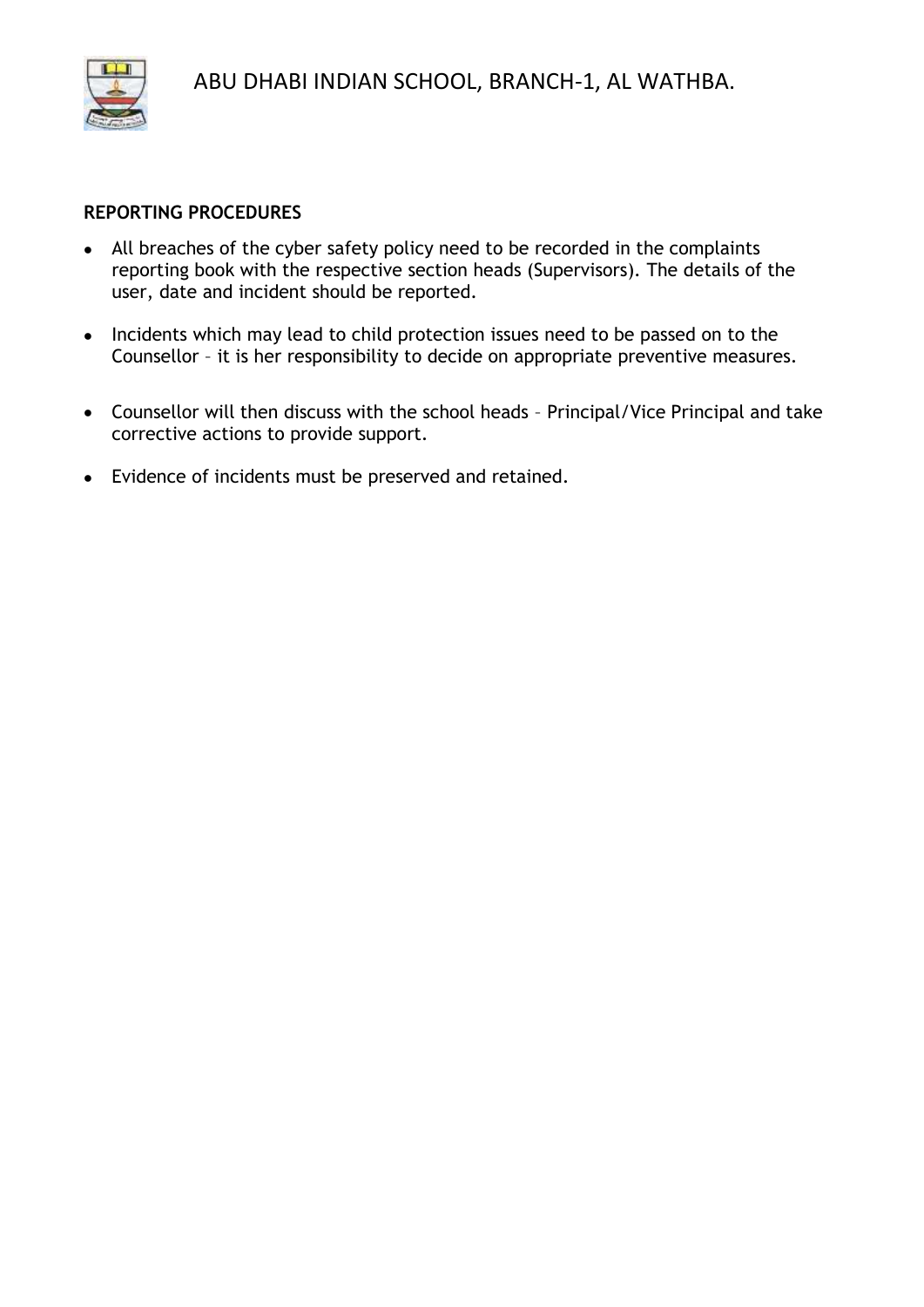**REPORTING PROCEDURES**

- All breaches of the cyber safety policy need to be recorded in the complaints reporting book with the respective section heads (Supervisors). The details of the user, date and incident should be reported.
- Incidents which may lead to child protection issues need to be passed on to the Counsellor – it is her responsibility to decide on appropriate preventive measures.
- Counsellor will then discuss with the school heads – Principal/Vice Principal and take corrective actions to provide support.
- Evidence of incidents must be preserved and retained.